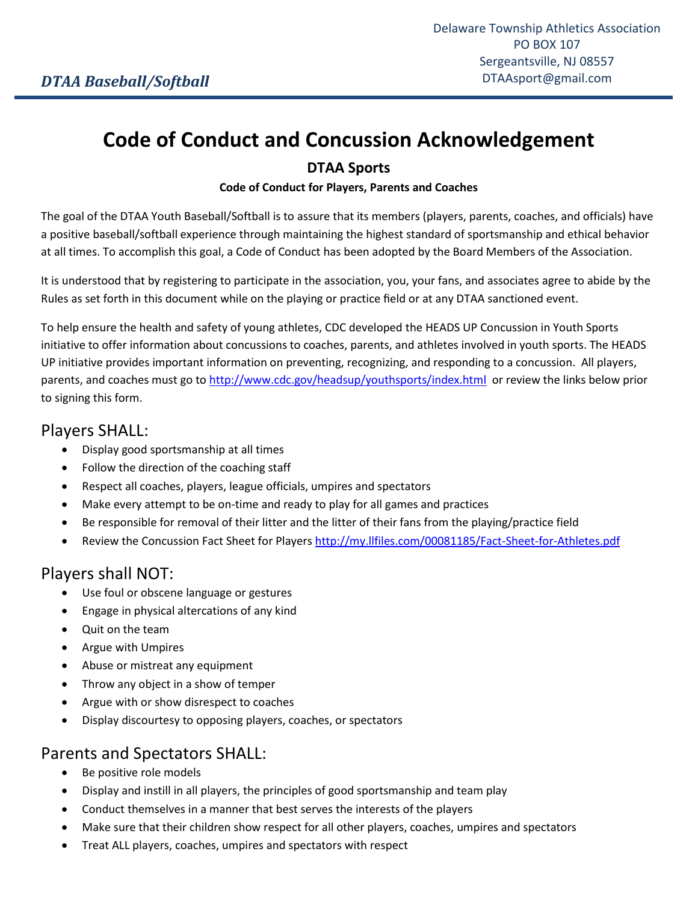Delaware Township Athletics Association
PO BOX 107
Sergeantsville, NJ 08557
DTAAsport@gmail.com

*DTAA Baseball/Softball*

# Code of Conduct and Concussion Acknowledgement

## DTAA Sports

**Code of Conduct for Players, Parents and Coaches**

The goal of the DTAA Youth Baseball/Softball is to assure that its members (players, parents, coaches, and officials) have a positive baseball/softball experience through maintaining the highest standard of sportsmanship and ethical behavior at all times. To accomplish this goal, a Code of Conduct has been adopted by the Board Members of the Association.

It is understood that by registering to participate in the association, you, your fans, and associates agree to abide by the Rules as set forth in this document while on the playing or practice field or at any DTAA sanctioned event.

To help ensure the health and safety of young athletes, CDC developed the HEADS UP Concussion in Youth Sports initiative to offer information about concussions to coaches, parents, and athletes involved in youth sports. The HEADS UP initiative provides important information on preventing, recognizing, and responding to a concussion. All players, parents, and coaches must go to http://www.cdc.gov/headsup/youthsports/index.html or review the links below prior to signing this form.

## Players SHALL:

- Display good sportsmanship at all times
- Follow the direction of the coaching staff
- Respect all coaches, players, league officials, umpires and spectators
- Make every attempt to be on-time and ready to play for all games and practices
- Be responsible for removal of their litter and the litter of their fans from the playing/practice field
- Review the Concussion Fact Sheet for Players http://my.llfiles.com/00081185/Fact-Sheet-for-Athletes.pdf

## Players shall NOT:

- Use foul or obscene language or gestures
- Engage in physical altercations of any kind
- Quit on the team
- Argue with Umpires
- Abuse or mistreat any equipment
- Throw any object in a show of temper
- Argue with or show disrespect to coaches
- Display discourtesy to opposing players, coaches, or spectators

## Parents and Spectators SHALL:

- Be positive role models
- Display and instill in all players, the principles of good sportsmanship and team play
- Conduct themselves in a manner that best serves the interests of the players
- Make sure that their children show respect for all other players, coaches, umpires and spectators
- Treat ALL players, coaches, umpires and spectators with respect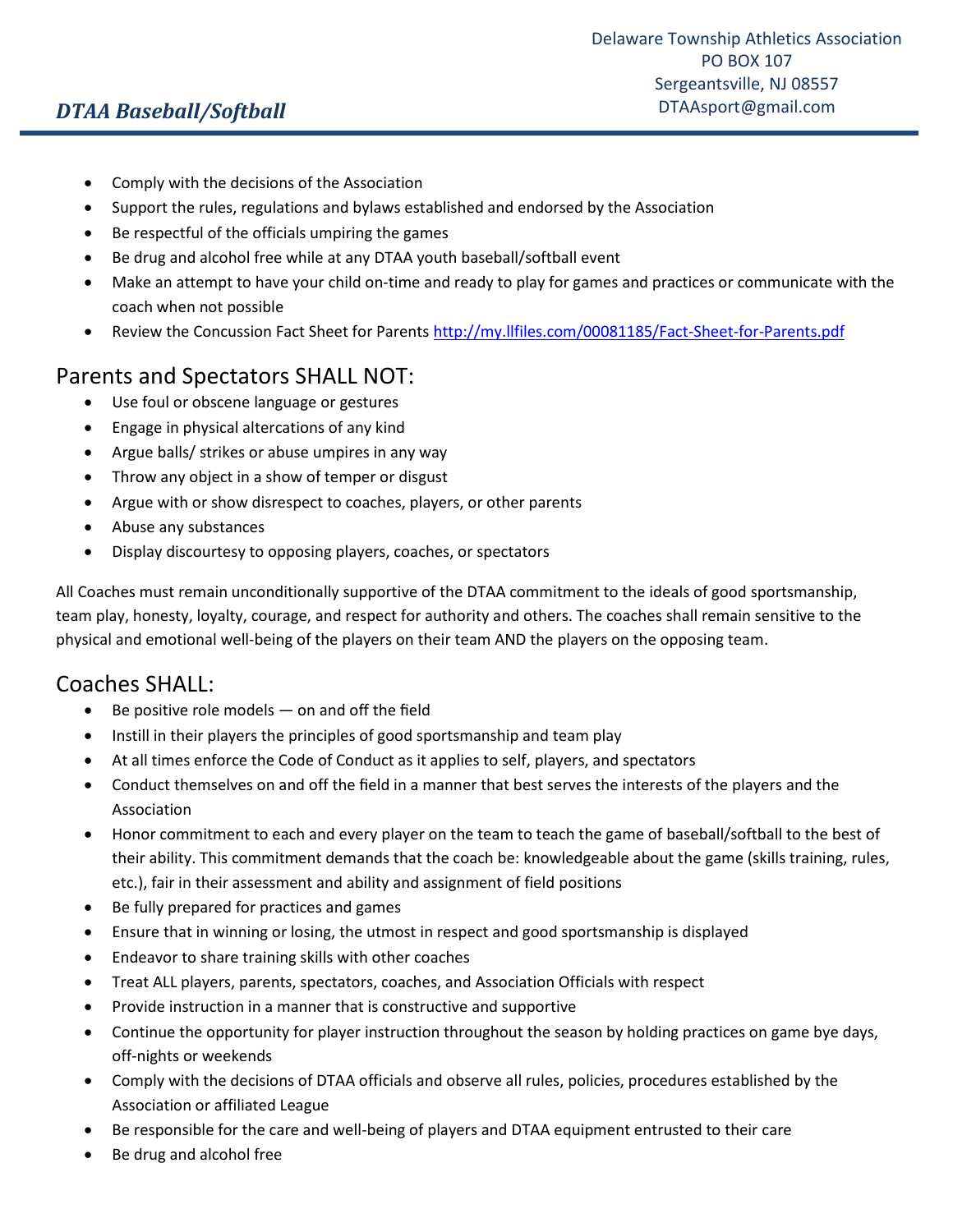- Comply with the decisions of the Association
- Support the rules, regulations and bylaws established and endorsed by the Association
- Be respectful of the officials umpiring the games
- Be drug and alcohol free while at any DTAA youth baseball/softball event
- Make an attempt to have your child on-time and ready to play for games and practices or communicate with the coach when not possible
- Review the Concussion Fact Sheet for Parents [http://my.llfiles.com/00081185/Fact-Sheet-for-Parents.pdf](http://my.llfiles.com/00081185/Fact-Sheet-for-Parents.pdf)

## Parents and Spectators SHALL NOT:

- Use foul or obscene language or gestures
- Engage in physical altercations of any kind
- Argue balls/ strikes or abuse umpires in any way
- Throw any object in a show of temper or disgust
- Argue with or show disrespect to coaches, players, or other parents
- Abuse any substances
- Display discourtesy to opposing players, coaches, or spectators

All Coaches must remain unconditionally supportive of the DTAA commitment to the ideals of good sportsmanship, team play, honesty, loyalty, courage, and respect for authority and others. The coaches shall remain sensitive to the physical and emotional well-being of the players on their team AND the players on the opposing team.

## Coaches SHALL:

- Be positive role models — on and off the field
- Instill in their players the principles of good sportsmanship and team play
- At all times enforce the Code of Conduct as it applies to self, players, and spectators
- Conduct themselves on and off the field in a manner that best serves the interests of the players and the Association
- Honor commitment to each and every player on the team to teach the game of baseball/softball to the best of their ability. This commitment demands that the coach be: knowledgeable about the game (skills training, rules, etc.), fair in their assessment and ability and assignment of field positions
- Be fully prepared for practices and games
- Ensure that in winning or losing, the utmost in respect and good sportsmanship is displayed
- Endeavor to share training skills with other coaches
- Treat ALL players, parents, spectators, coaches, and Association Officials with respect
- Provide instruction in a manner that is constructive and supportive
- Continue the opportunity for player instruction throughout the season by holding practices on game bye days, off-nights or weekends
- Comply with the decisions of DTAA officials and observe all rules, policies, procedures established by the Association or affiliated League
- Be responsible for the care and well-being of players and DTAA equipment entrusted to their care
- Be drug and alcohol free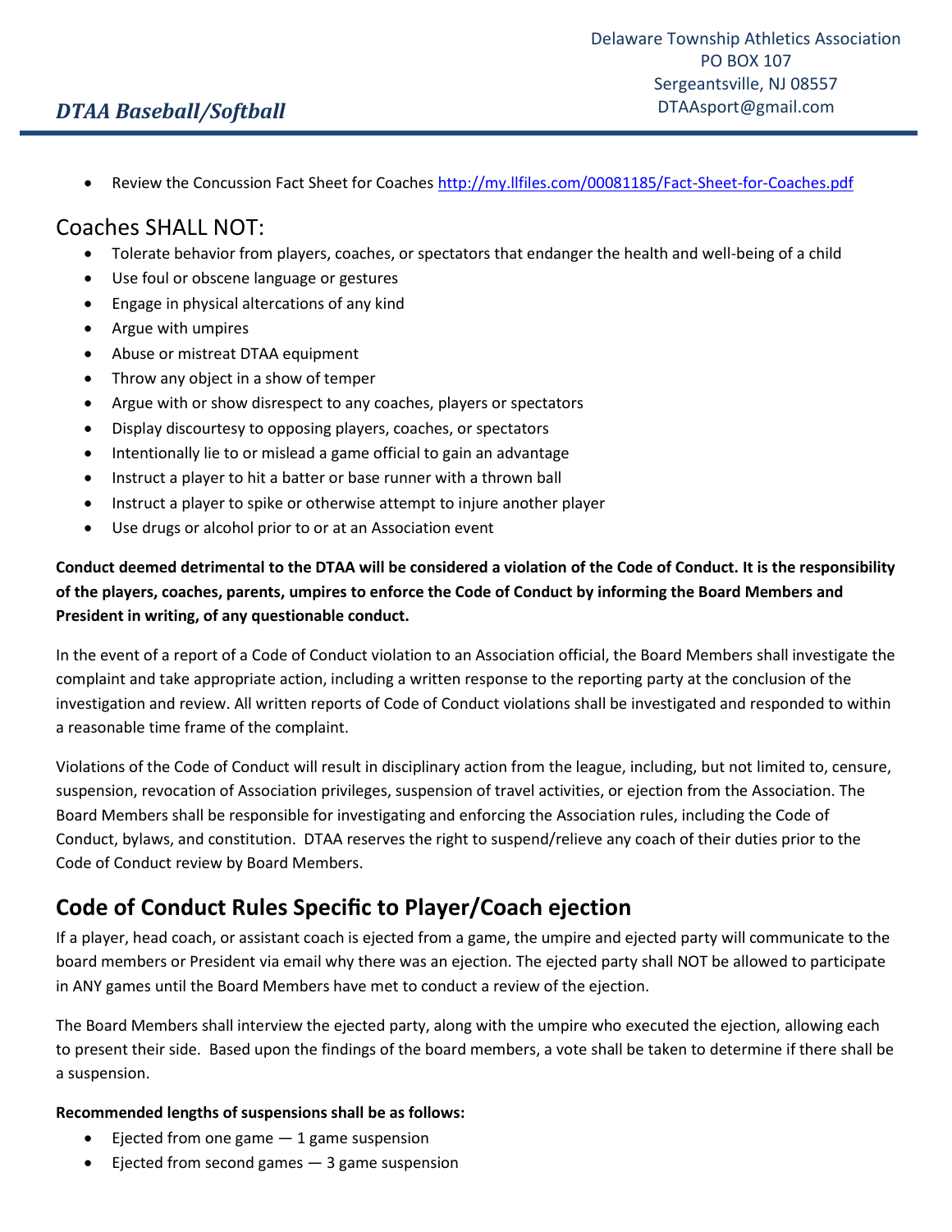- Review the Concussion Fact Sheet for Coaches http://my.llfiles.com/00081185/Fact-Sheet-for-Coaches.pdf

## Coaches SHALL NOT:

- Tolerate behavior from players, coaches, or spectators that endanger the health and well-being of a child
- Use foul or obscene language or gestures
- Engage in physical altercations of any kind
- Argue with umpires
- Abuse or mistreat DTAA equipment
- Throw any object in a show of temper
- Argue with or show disrespect to any coaches, players or spectators
- Display discourtesy to opposing players, coaches, or spectators
- Intentionally lie to or mislead a game official to gain an advantage
- Instruct a player to hit a batter or base runner with a thrown ball
- Instruct a player to spike or otherwise attempt to injure another player
- Use drugs or alcohol prior to or at an Association event

**Conduct deemed detrimental to the DTAA will be considered a violation of the Code of Conduct. It is the responsibility of the players, coaches, parents, umpires to enforce the Code of Conduct by informing the Board Members and President in writing, of any questionable conduct.**

In the event of a report of a Code of Conduct violation to an Association official, the Board Members shall investigate the complaint and take appropriate action, including a written response to the reporting party at the conclusion of the investigation and review. All written reports of Code of Conduct violations shall be investigated and responded to within a reasonable time frame of the complaint.

Violations of the Code of Conduct will result in disciplinary action from the league, including, but not limited to, censure, suspension, revocation of Association privileges, suspension of travel activities, or ejection from the Association. The Board Members shall be responsible for investigating and enforcing the Association rules, including the Code of Conduct, bylaws, and constitution. DTAA reserves the right to suspend/relieve any coach of their duties prior to the Code of Conduct review by Board Members.

## Code of Conduct Rules Specific to Player/Coach ejection

If a player, head coach, or assistant coach is ejected from a game, the umpire and ejected party will communicate to the board members or President via email why there was an ejection. The ejected party shall NOT be allowed to participate in ANY games until the Board Members have met to conduct a review of the ejection.

The Board Members shall interview the ejected party, along with the umpire who executed the ejection, allowing each to present their side. Based upon the findings of the board members, a vote shall be taken to determine if there shall be a suspension.

**Recommended lengths of suspensions shall be as follows:**

- Ejected from one game — 1 game suspension
- Ejected from second games — 3 game suspension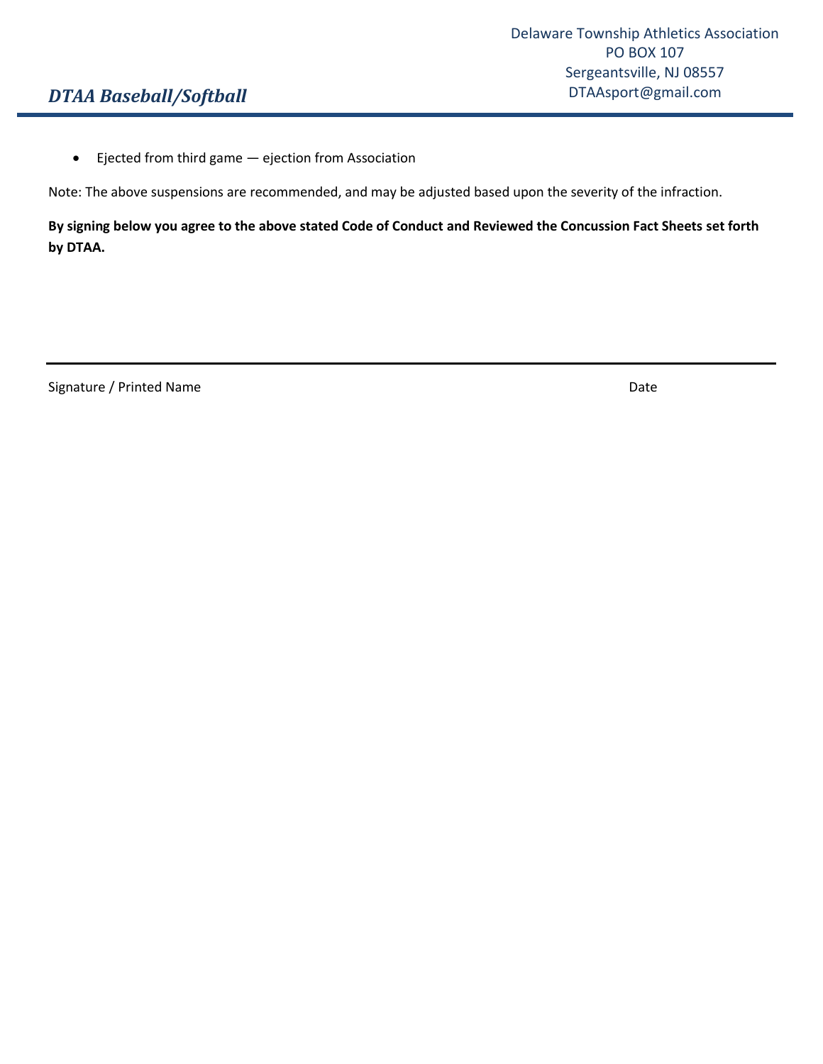- Ejected from third game — ejection from Association

Note: The above suspensions are recommended, and may be adjusted based upon the severity of the infraction.

**By signing below you agree to the above stated Code of Conduct and Reviewed the Concussion Fact Sheets set forth by DTAA.**

Signature / Printed Name Date